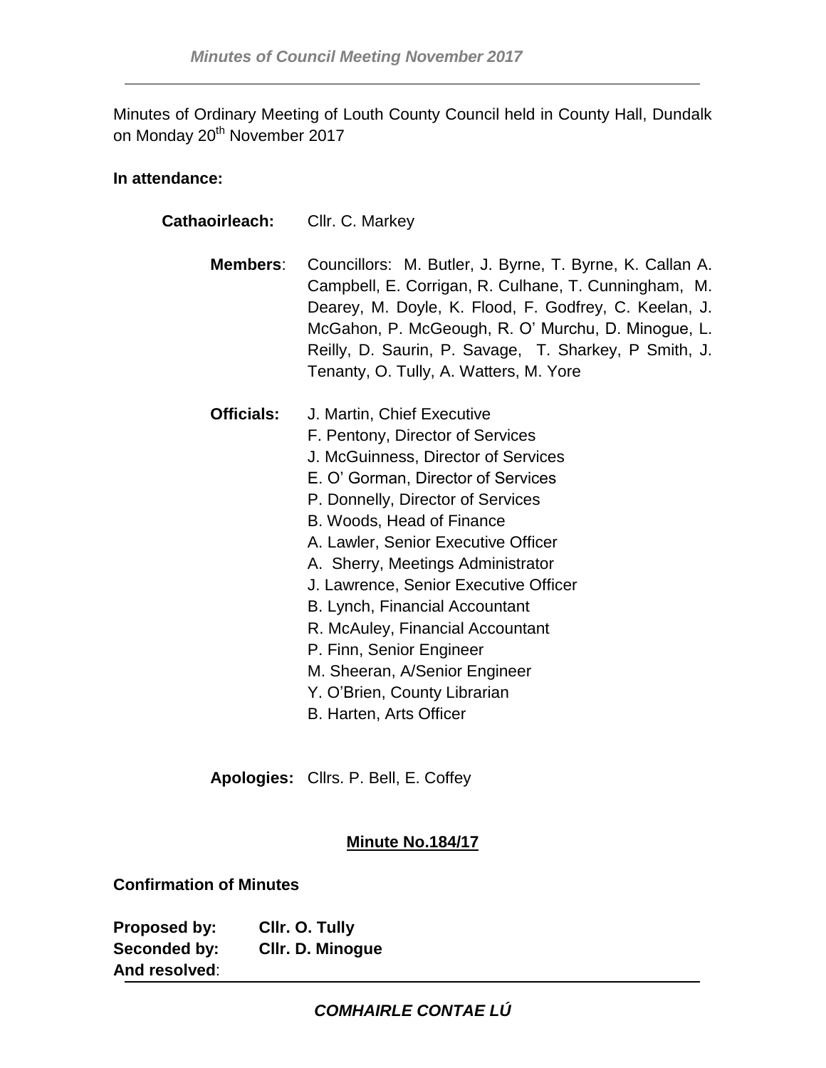Minutes of Ordinary Meeting of Louth County Council held in County Hall, Dundalk on Monday 20th November 2017

**In attendance:**

**Cathaoirleach:** Cllr. C. Markey

**Members**: Councillors: M. Butler, J. Byrne, T. Byrne, K. Callan A. Campbell, E. Corrigan, R. Culhane, T. Cunningham, M. Dearey, M. Doyle, K. Flood, F. Godfrey, C. Keelan, J. McGahon, P. McGeough, R. O' Murchu, D. Minogue, L. Reilly, D. Saurin, P. Savage, T. Sharkey, P Smith, J. Tenanty, O. Tully, A. Watters, M. Yore

**Officials:**
J. Martin, Chief Executive
F. Pentony, Director of Services
J. McGuinness, Director of Services
E. O' Gorman, Director of Services
P. Donnelly, Director of Services
B. Woods, Head of Finance
A. Lawler, Senior Executive Officer
A. Sherry, Meetings Administrator
J. Lawrence, Senior Executive Officer
B. Lynch, Financial Accountant
R. McAuley, Financial Accountant
P. Finn, Senior Engineer
M. Sheeran, A/Senior Engineer
Y. O'Brien, County Librarian
B. Harten, Arts Officer

**Apologies:** Cllrs. P. Bell, E. Coffey

## Minute No.184/17

**Confirmation of Minutes**

**Proposed by:** **Cllr. O. Tully**
**Seconded by:** **Cllr. D. Minogue**
**And resolved**: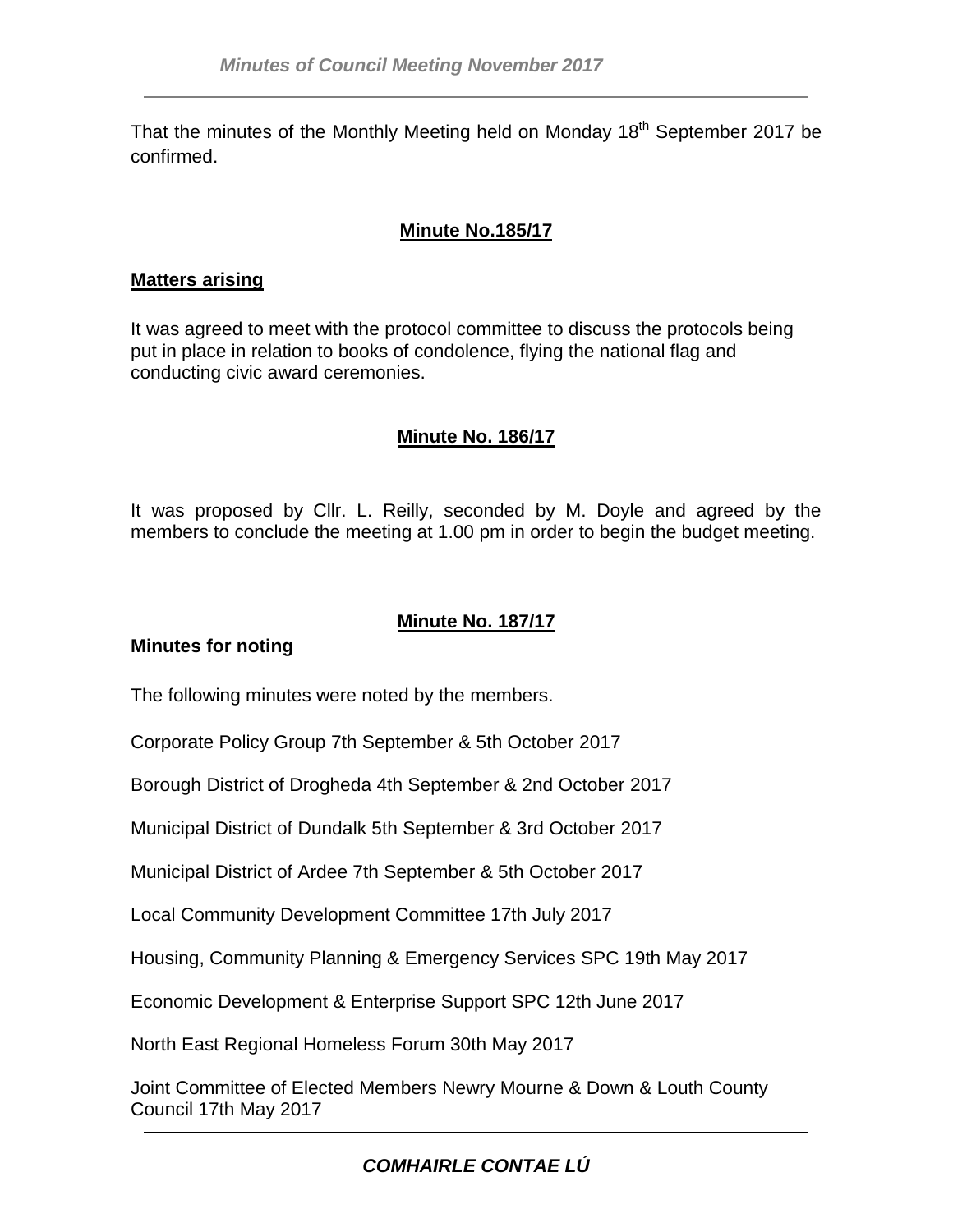That the minutes of the Monthly Meeting held on Monday 18th September 2017 be confirmed.

**Minute No.185/17**

**Matters arising**

It was agreed to meet with the protocol committee to discuss the protocols being put in place in relation to books of condolence, flying the national flag and conducting civic award ceremonies.

**Minute No. 186/17**

It was proposed by Cllr. L. Reilly, seconded by M. Doyle and agreed by the members to conclude the meeting at 1.00 pm in order to begin the budget meeting.

**Minute No. 187/17**

**Minutes for noting**

The following minutes were noted by the members.

Corporate Policy Group 7th September & 5th October 2017

Borough District of Drogheda 4th September & 2nd October 2017

Municipal District of Dundalk 5th September & 3rd October 2017

Municipal District of Ardee 7th September & 5th October 2017

Local Community Development Committee 17th July 2017

Housing, Community Planning & Emergency Services SPC 19th May 2017

Economic Development & Enterprise Support SPC 12th June 2017

North East Regional Homeless Forum 30th May 2017

Joint Committee of Elected Members Newry Mourne & Down & Louth County Council 17th May 2017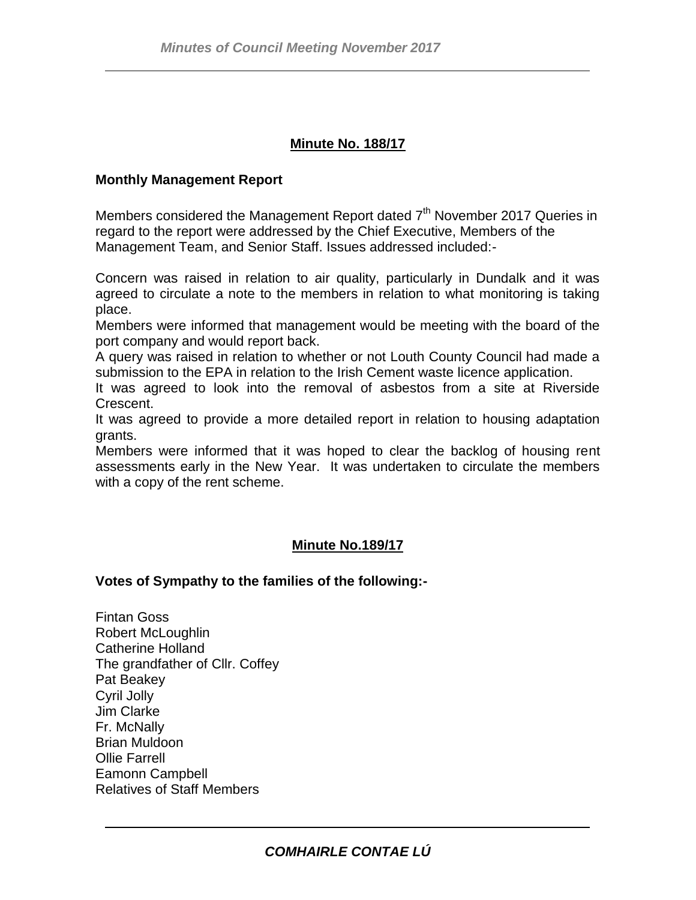## Minute No. 188/17

**Monthly Management Report**

Members considered the Management Report dated 7th November 2017 Queries in regard to the report were addressed by the Chief Executive, Members of the Management Team, and Senior Staff. Issues addressed included:-

Concern was raised in relation to air quality, particularly in Dundalk and it was agreed to circulate a note to the members in relation to what monitoring is taking place.
Members were informed that management would be meeting with the board of the port company and would report back.
A query was raised in relation to whether or not Louth County Council had made a submission to the EPA in relation to the Irish Cement waste licence application.
It was agreed to look into the removal of asbestos from a site at Riverside Crescent.
It was agreed to provide a more detailed report in relation to housing adaptation grants.
Members were informed that it was hoped to clear the backlog of housing rent assessments early in the New Year. It was undertaken to circulate the members with a copy of the rent scheme.

## Minute No.189/17

**Votes of Sympathy to the families of the following:-**

Fintan Goss
Robert McLoughlin
Catherine Holland
The grandfather of Cllr. Coffey
Pat Beakey
Cyril Jolly
Jim Clarke
Fr. McNally
Brian Muldoon
Ollie Farrell
Eamonn Campbell
Relatives of Staff Members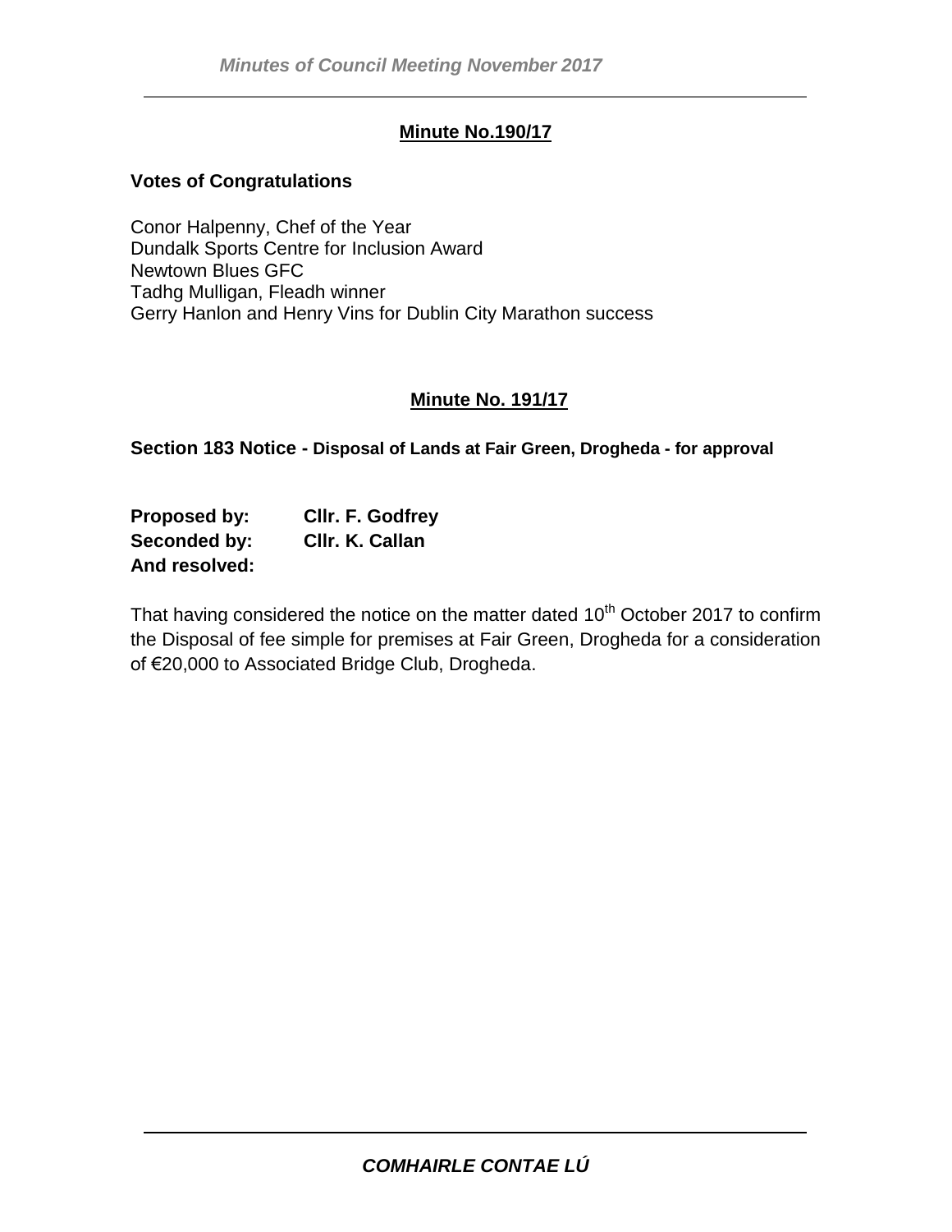**Minute No.190/17**

**Votes of Congratulations**

Conor Halpenny, Chef of the Year
Dundalk Sports Centre for Inclusion Award
Newtown Blues GFC
Tadhg Mulligan, Fleadh winner
Gerry Hanlon and Henry Vins for Dublin City Marathon success

**Minute No. 191/17**

**Section 183 Notice - Disposal of Lands at Fair Green, Drogheda - for approval**

**Proposed by:** **Cllr. F. Godfrey**
**Seconded by:** **Cllr. K. Callan**
**And resolved:**

That having considered the notice on the matter dated 10th October 2017 to confirm the Disposal of fee simple for premises at Fair Green, Drogheda for a consideration of €20,000 to Associated Bridge Club, Drogheda.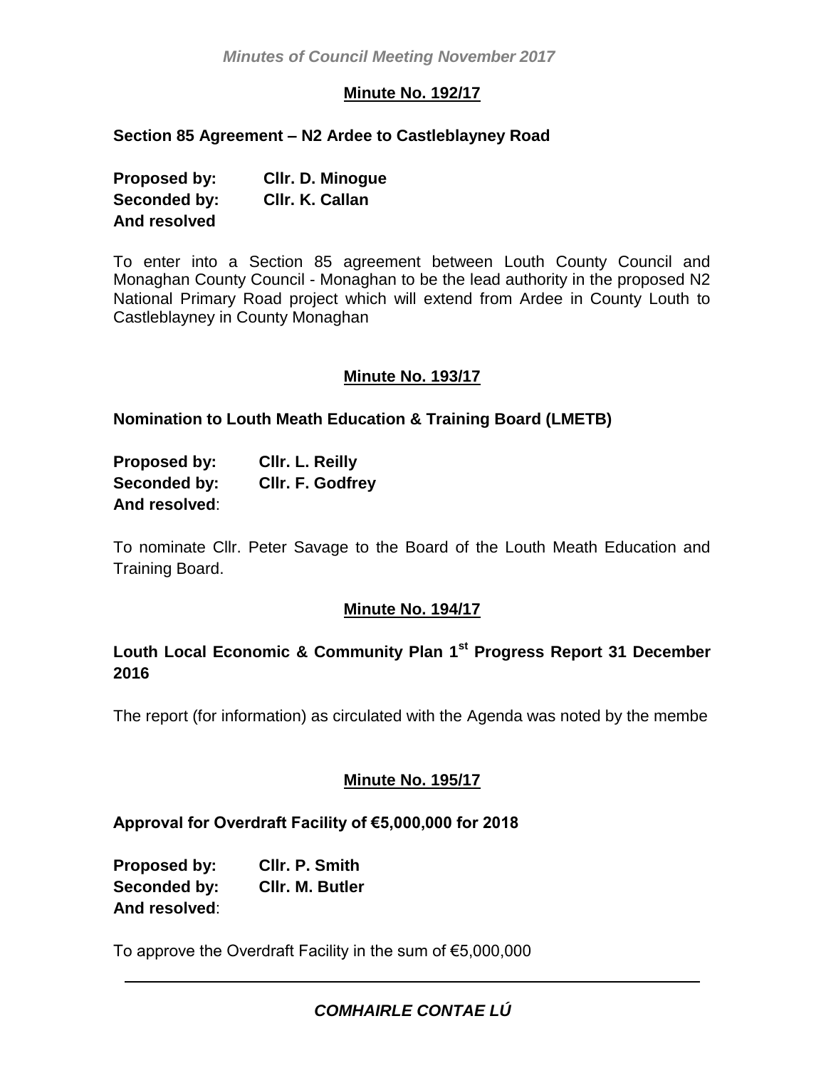## Minute No. 192/17

**Section 85 Agreement – N2 Ardee to Castleblayney Road**

**Proposed by:** **Cllr. D. Minogue**
**Seconded by:** **Cllr. K. Callan**
**And resolved**

To enter into a Section 85 agreement between Louth County Council and Monaghan County Council - Monaghan to be the lead authority in the proposed N2 National Primary Road project which will extend from Ardee in County Louth to Castleblayney in County Monaghan

## Minute No. 193/17

**Nomination to Louth Meath Education & Training Board (LMETB)**

**Proposed by:** **Cllr. L. Reilly**
**Seconded by:** **Cllr. F. Godfrey**
**And resolved**:

To nominate Cllr. Peter Savage to the Board of the Louth Meath Education and Training Board.

## Minute No. 194/17

**Louth Local Economic & Community Plan 1st Progress Report 31 December 2016**

The report (for information) as circulated with the Agenda was noted by the membe

## Minute No. 195/17

**Approval for Overdraft Facility of €5,000,000 for 2018**

**Proposed by:** **Cllr. P. Smith**
**Seconded by:** **Cllr. M. Butler**
**And resolved**:

To approve the Overdraft Facility in the sum of €5,000,000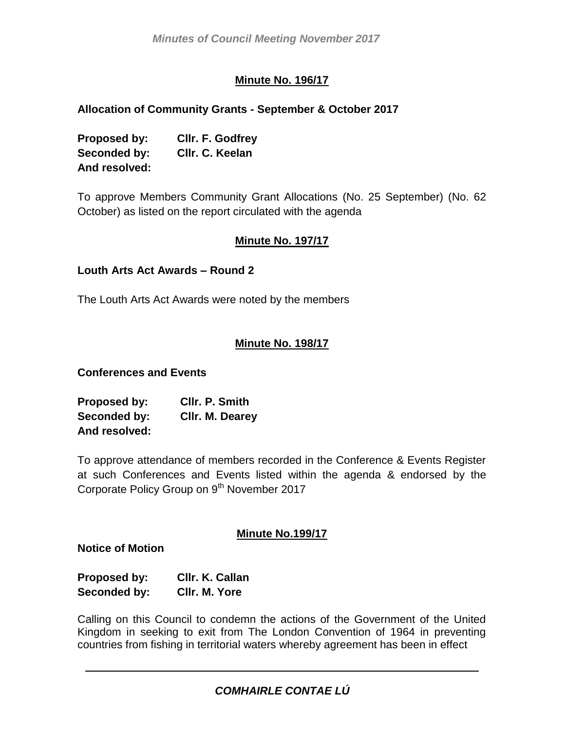**Minute No. 196/17**

**Allocation of Community Grants - September & October 2017**

**Proposed by:** **Cllr. F. Godfrey**
**Seconded by:** **Cllr. C. Keelan**
**And resolved:**

To approve Members Community Grant Allocations (No. 25 September) (No. 62 October) as listed on the report circulated with the agenda

**Minute No. 197/17**

**Louth Arts Act Awards – Round 2**

The Louth Arts Act Awards were noted by the members

**Minute No. 198/17**

**Conferences and Events**

**Proposed by:** **Cllr. P. Smith**
**Seconded by:** **Cllr. M. Dearey**
**And resolved:**

To approve attendance of members recorded in the Conference & Events Register at such Conferences and Events listed within the agenda & endorsed by the Corporate Policy Group on 9th November 2017

**Minute No.199/17**

**Notice of Motion**

**Proposed by:** **Cllr. K. Callan**
**Seconded by:** **Cllr. M. Yore**

Calling on this Council to condemn the actions of the Government of the United Kingdom in seeking to exit from The London Convention of 1964 in preventing countries from fishing in territorial waters whereby agreement has been in effect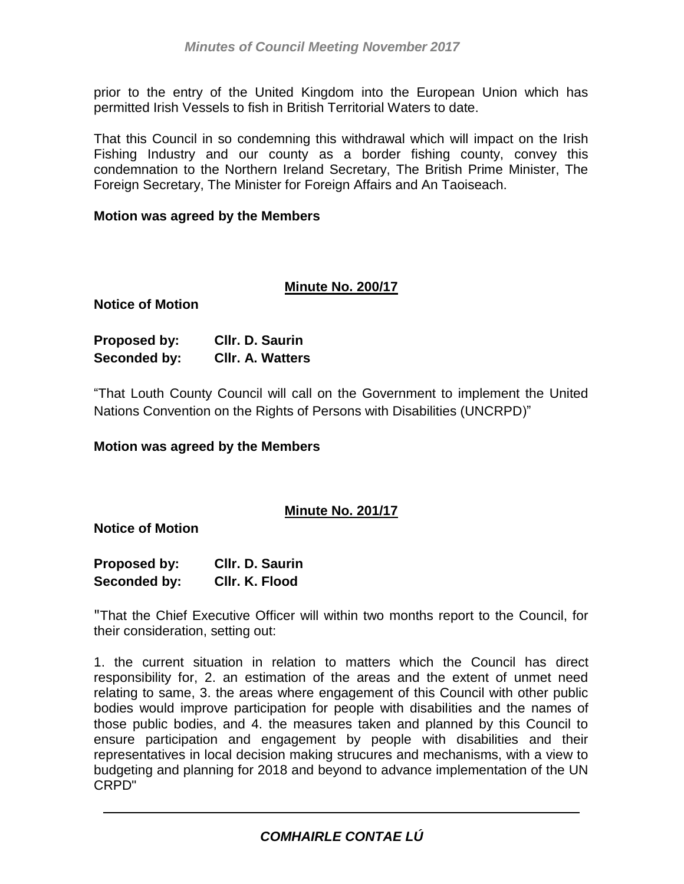prior to the entry of the United Kingdom into the European Union which has permitted Irish Vessels to fish in British Territorial Waters to date.

That this Council in so condemning this withdrawal which will impact on the Irish Fishing Industry and our county as a border fishing county, convey this condemnation to the Northern Ireland Secretary, The British Prime Minister, The Foreign Secretary, The Minister for Foreign Affairs and An Taoiseach.

**Motion was agreed by the Members**

**Minute No. 200/17**

**Notice of Motion**

**Proposed by: Cllr. D. Saurin**
**Seconded by: Cllr. A. Watters**

"That Louth County Council will call on the Government to implement the United Nations Convention on the Rights of Persons with Disabilities (UNCRPD)"

**Motion was agreed by the Members**

**Minute No. 201/17**

**Notice of Motion**

**Proposed by: Cllr. D. Saurin**
**Seconded by: Cllr. K. Flood**

"That the Chief Executive Officer will within two months report to the Council, for their consideration, setting out:

1. the current situation in relation to matters which the Council has direct responsibility for, 2. an estimation of the areas and the extent of unmet need relating to same, 3. the areas where engagement of this Council with other public bodies would improve participation for people with disabilities and the names of those public bodies, and 4. the measures taken and planned by this Council to ensure participation and engagement by people with disabilities and their representatives in local decision making strucures and mechanisms, with a view to budgeting and planning for 2018 and beyond to advance implementation of the UN CRPD"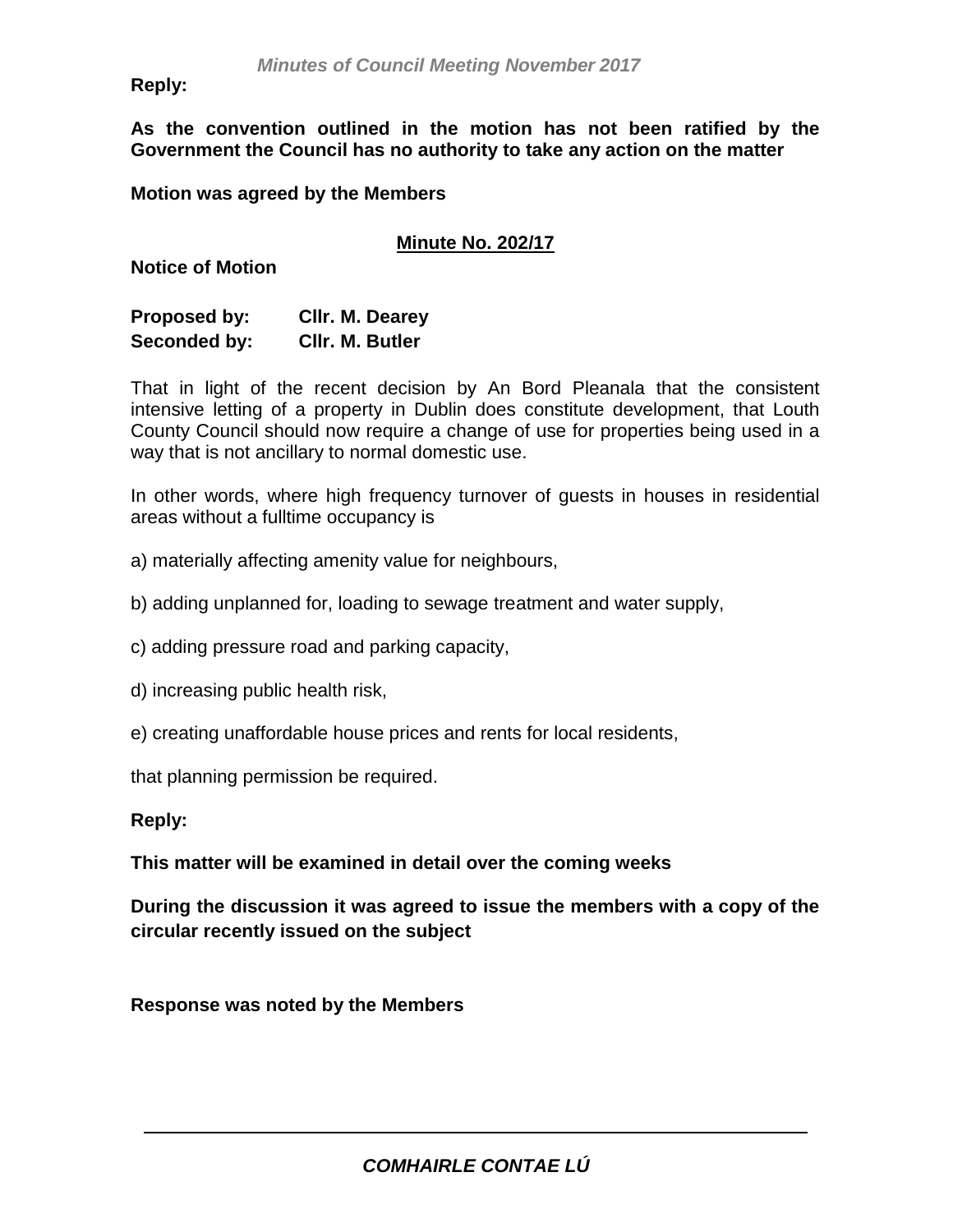**Reply:**

**As the convention outlined in the motion has not been ratified by the Government the Council has no authority to take any action on the matter**

**Motion was agreed by the Members**

## Minute No. 202/17

**Notice of Motion**

**Proposed by:** **Cllr. M. Dearey**
**Seconded by:** **Cllr. M. Butler**

That in light of the recent decision by An Bord Pleanala that the consistent intensive letting of a property in Dublin does constitute development, that Louth County Council should now require a change of use for properties being used in a way that is not ancillary to normal domestic use.

In other words, where high frequency turnover of guests in houses in residential areas without a fulltime occupancy is

a) materially affecting amenity value for neighbours,

b) adding unplanned for, loading to sewage treatment and water supply,

c) adding pressure road and parking capacity,

d) increasing public health risk,

e) creating unaffordable house prices and rents for local residents,

that planning permission be required.

**Reply:**

**This matter will be examined in detail over the coming weeks**

**During the discussion it was agreed to issue the members with a copy of the circular recently issued on the subject**

**Response was noted by the Members**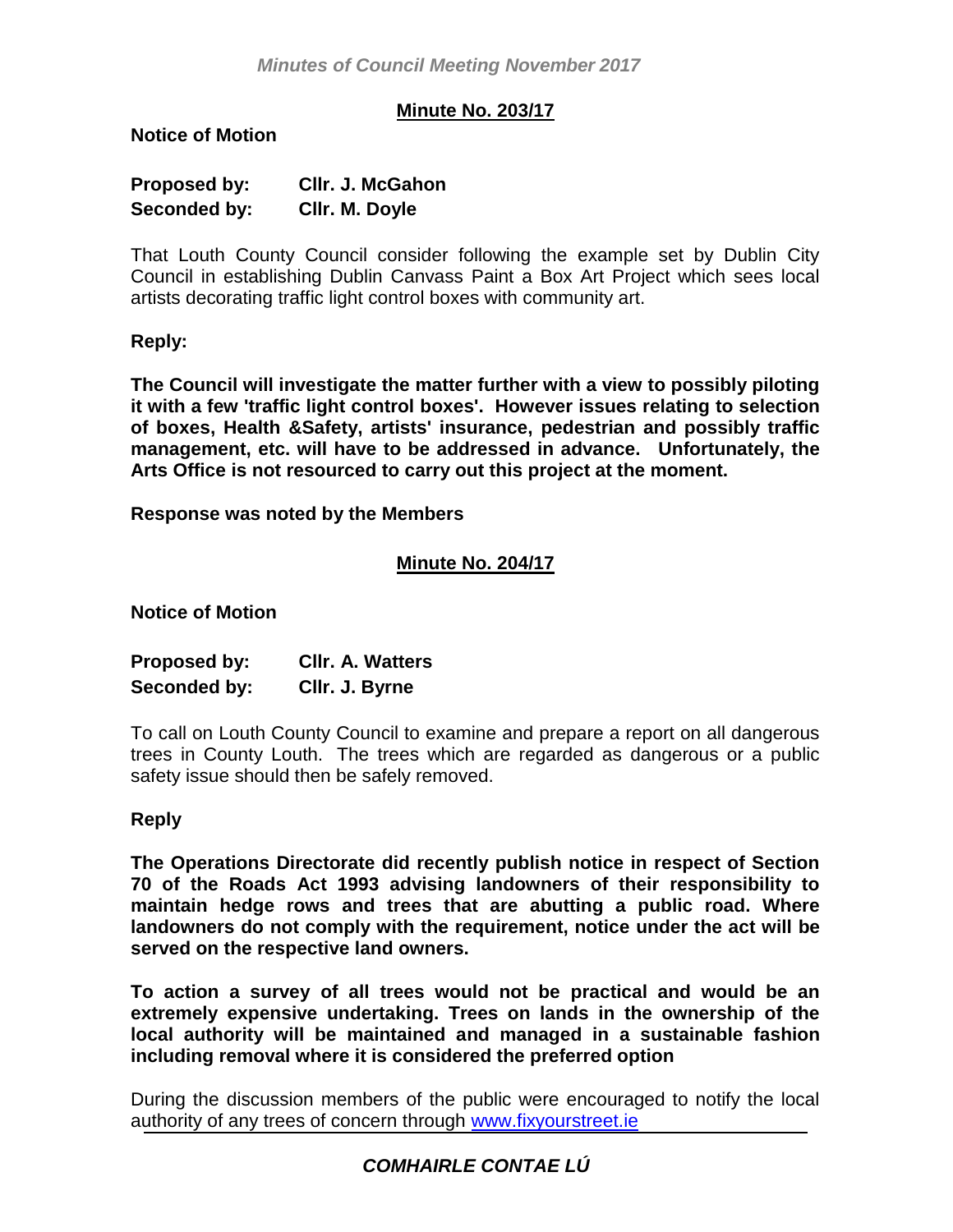## Minute No. 203/17

**Notice of Motion**

**Proposed by:** **Cllr. J. McGahon**
**Seconded by:** **Cllr. M. Doyle**

That Louth County Council consider following the example set by Dublin City Council in establishing Dublin Canvass Paint a Box Art Project which sees local artists decorating traffic light control boxes with community art.

**Reply:**

**The Council will investigate the matter further with a view to possibly piloting it with a few 'traffic light control boxes'. However issues relating to selection of boxes, Health &Safety, artists' insurance, pedestrian and possibly traffic management, etc. will have to be addressed in advance. Unfortunately, the Arts Office is not resourced to carry out this project at the moment.**

**Response was noted by the Members**

## Minute No. 204/17

**Notice of Motion**

**Proposed by:** **Cllr. A. Watters**
**Seconded by:** **Cllr. J. Byrne**

To call on Louth County Council to examine and prepare a report on all dangerous trees in County Louth. The trees which are regarded as dangerous or a public safety issue should then be safely removed.

**Reply**

**The Operations Directorate did recently publish notice in respect of Section 70 of the Roads Act 1993 advising landowners of their responsibility to maintain hedge rows and trees that are abutting a public road. Where landowners do not comply with the requirement, notice under the act will be served on the respective land owners.**

**To action a survey of all trees would not be practical and would be an extremely expensive undertaking. Trees on lands in the ownership of the local authority will be maintained and managed in a sustainable fashion including removal where it is considered the preferred option**

During the discussion members of the public were encouraged to notify the local authority of any trees of concern through [www.fixyourstreet.ie](http://www.fixyourstreet.ie)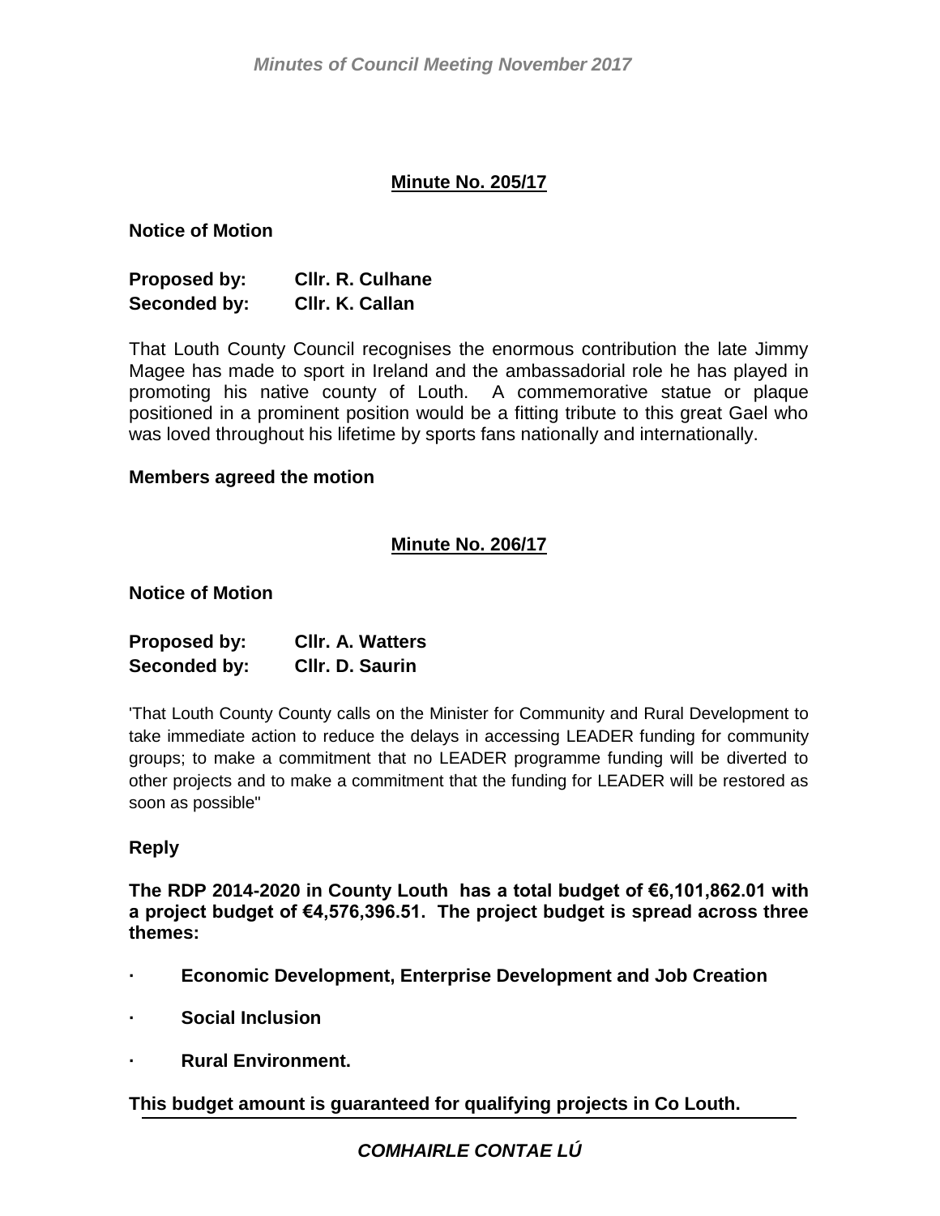## Minute No. 205/17

**Notice of Motion**

**Proposed by:** **Cllr. R. Culhane**
**Seconded by:** **Cllr. K. Callan**

That Louth County Council recognises the enormous contribution the late Jimmy Magee has made to sport in Ireland and the ambassadorial role he has played in promoting his native county of Louth. A commemorative statue or plaque positioned in a prominent position would be a fitting tribute to this great Gael who was loved throughout his lifetime by sports fans nationally and internationally.

**Members agreed the motion**

## Minute No. 206/17

**Notice of Motion**

**Proposed by:** **Cllr. A. Watters**
**Seconded by:** **Cllr. D. Saurin**

'That Louth County County calls on the Minister for Community and Rural Development to take immediate action to reduce the delays in accessing LEADER funding for community groups; to make a commitment that no LEADER programme funding will be diverted to other projects and to make a commitment that the funding for LEADER will be restored as soon as possible"

**Reply**

**The RDP 2014-2020 in County Louth has a total budget of €6,101,862.01 with a project budget of €4,576,396.51. The project budget is spread across three themes:**

- **Economic Development, Enterprise Development and Job Creation**
- **Social Inclusion**
- **Rural Environment.**

**This budget amount is guaranteed for qualifying projects in Co Louth.**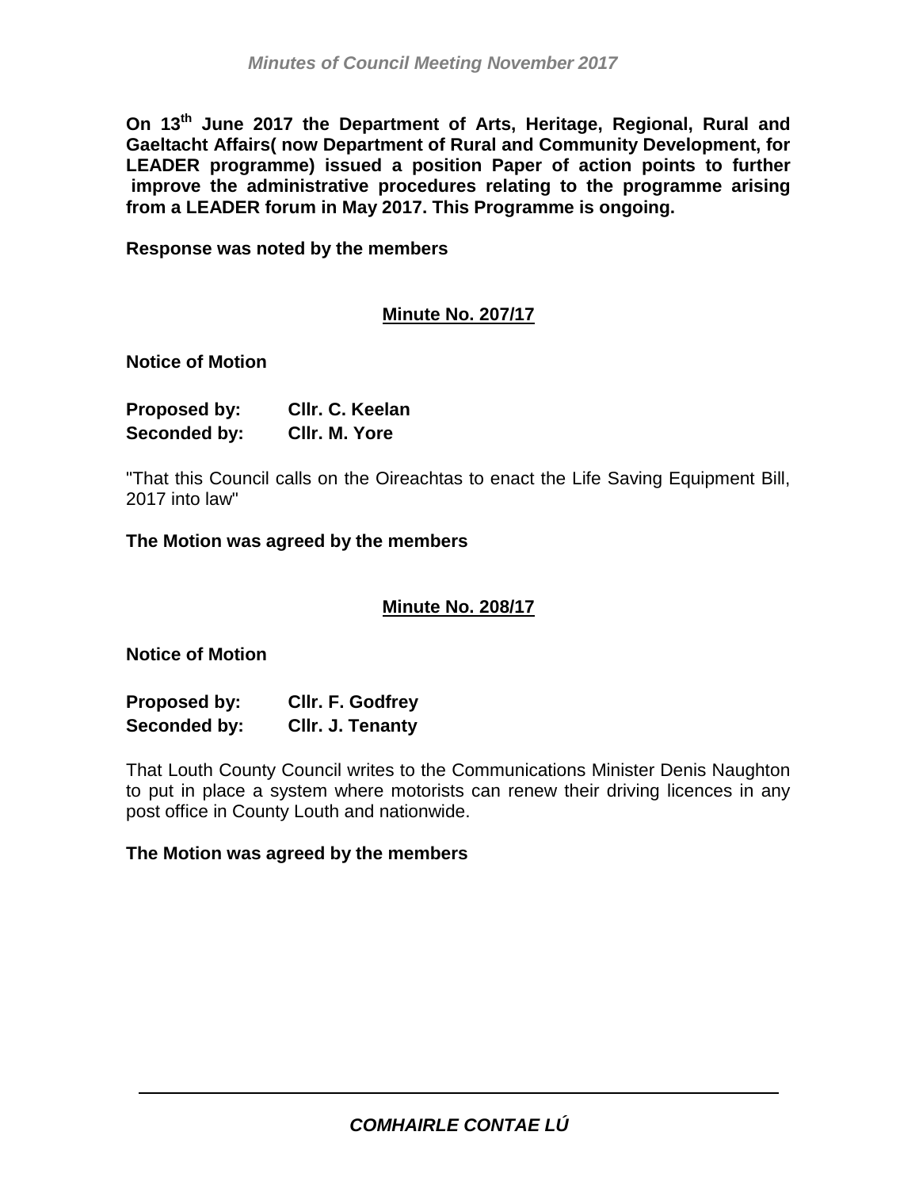**On 13th June 2017 the Department of Arts, Heritage, Regional, Rural and Gaeltacht Affairs( now Department of Rural and Community Development, for LEADER programme) issued a position Paper of action points to further improve the administrative procedures relating to the programme arising from a LEADER forum in May 2017. This Programme is ongoing.**

**Response was noted by the members**

**Minute No. 207/17**

**Notice of Motion**

**Proposed by:** **Cllr. C. Keelan**
**Seconded by:** **Cllr. M. Yore**

"That this Council calls on the Oireachtas to enact the Life Saving Equipment Bill, 2017 into law"

**The Motion was agreed by the members**

**Minute No. 208/17**

**Notice of Motion**

**Proposed by:** **Cllr. F. Godfrey**
**Seconded by:** **Cllr. J. Tenanty**

That Louth County Council writes to the Communications Minister Denis Naughton to put in place a system where motorists can renew their driving licences in any post office in County Louth and nationwide.

**The Motion was agreed by the members**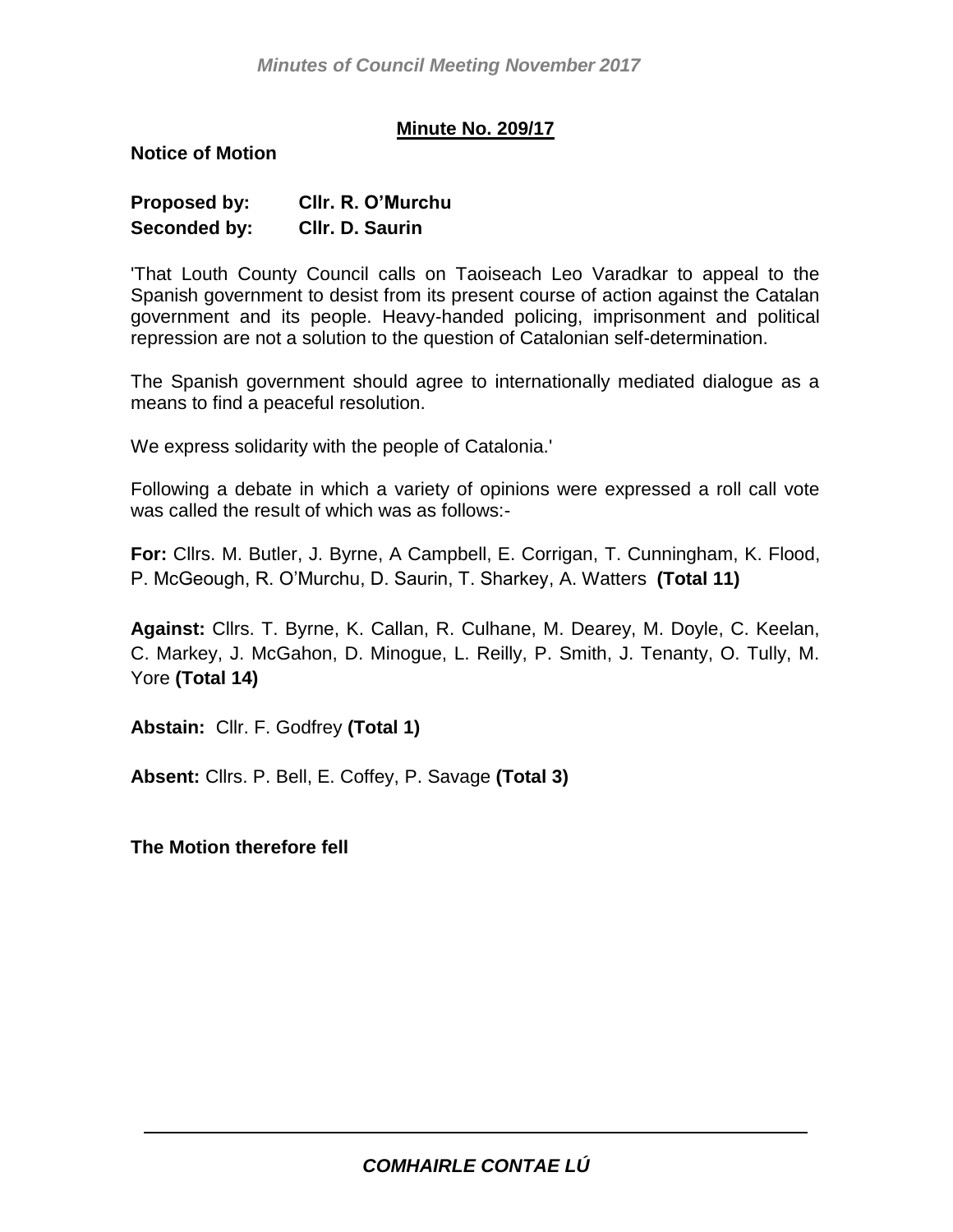## Minute No. 209/17

**Notice of Motion**

**Proposed by:** **Cllr. R. O'Murchu**
**Seconded by:** **Cllr. D. Saurin**

'That Louth County Council calls on Taoiseach Leo Varadkar to appeal to the Spanish government to desist from its present course of action against the Catalan government and its people. Heavy-handed policing, imprisonment and political repression are not a solution to the question of Catalonian self-determination.

The Spanish government should agree to internationally mediated dialogue as a means to find a peaceful resolution.

We express solidarity with the people of Catalonia.'

Following a debate in which a variety of opinions were expressed a roll call vote was called the result of which was as follows:-

**For:** Cllrs. M. Butler, J. Byrne, A Campbell, E. Corrigan, T. Cunningham, K. Flood, P. McGeough, R. O'Murchu, D. Saurin, T. Sharkey, A. Watters **(Total 11)**

**Against:** Cllrs. T. Byrne, K. Callan, R. Culhane, M. Dearey, M. Doyle, C. Keelan, C. Markey, J. McGahon, D. Minogue, L. Reilly, P. Smith, J. Tenanty, O. Tully, M. Yore **(Total 14)**

**Abstain:** Cllr. F. Godfrey **(Total 1)**

**Absent:** Cllrs. P. Bell, E. Coffey, P. Savage **(Total 3)**

**The Motion therefore fell**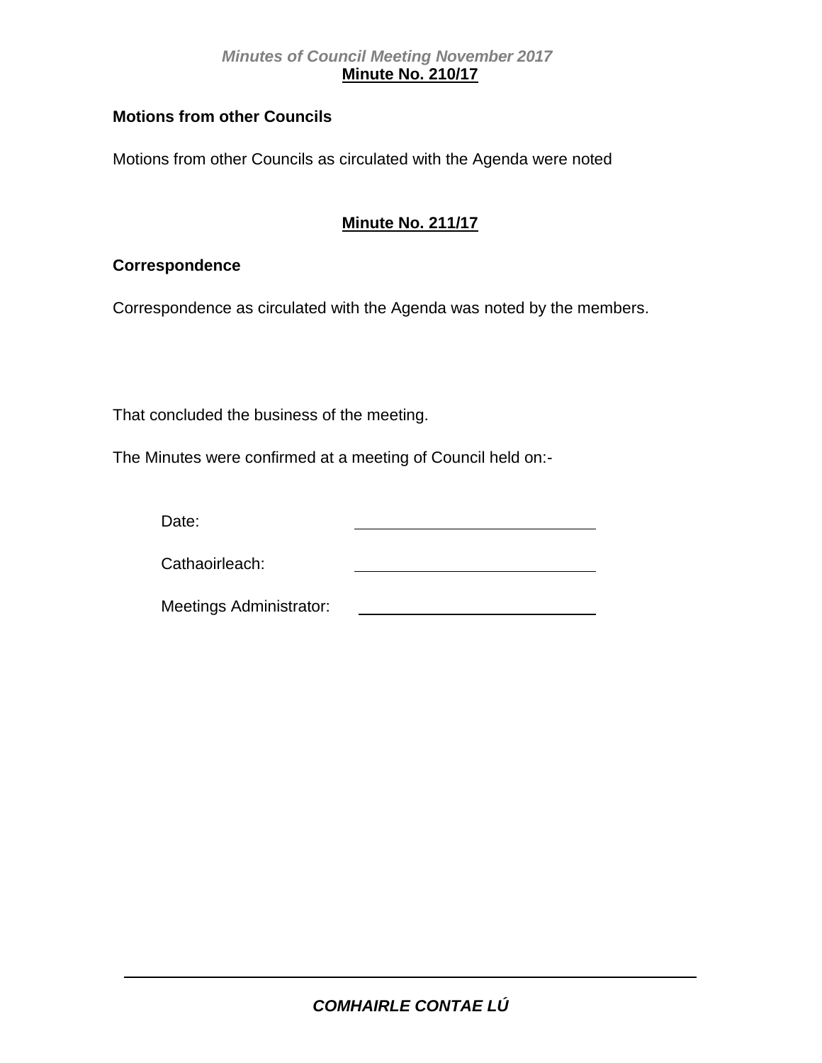**Minute No. 210/17**

**Motions from other Councils**

Motions from other Councils as circulated with the Agenda were noted

**Minute No. 211/17**

**Correspondence**

Correspondence as circulated with the Agenda was noted by the members.

That concluded the business of the meeting.

The Minutes were confirmed at a meeting of Council held on:-

Date: \_\_\_\_\_\_\_\_\_\_\_\_\_\_\_\_\_\_\_\_\_\_\_\_\_\_\_\_

Cathaoirleach: \_\_\_\_\_\_\_\_\_\_\_\_\_\_\_\_\_\_\_\_\_\_\_\_\_\_\_\_

Meetings Administrator: \_\_\_\_\_\_\_\_\_\_\_\_\_\_\_\_\_\_\_\_\_\_\_\_\_\_\_\_